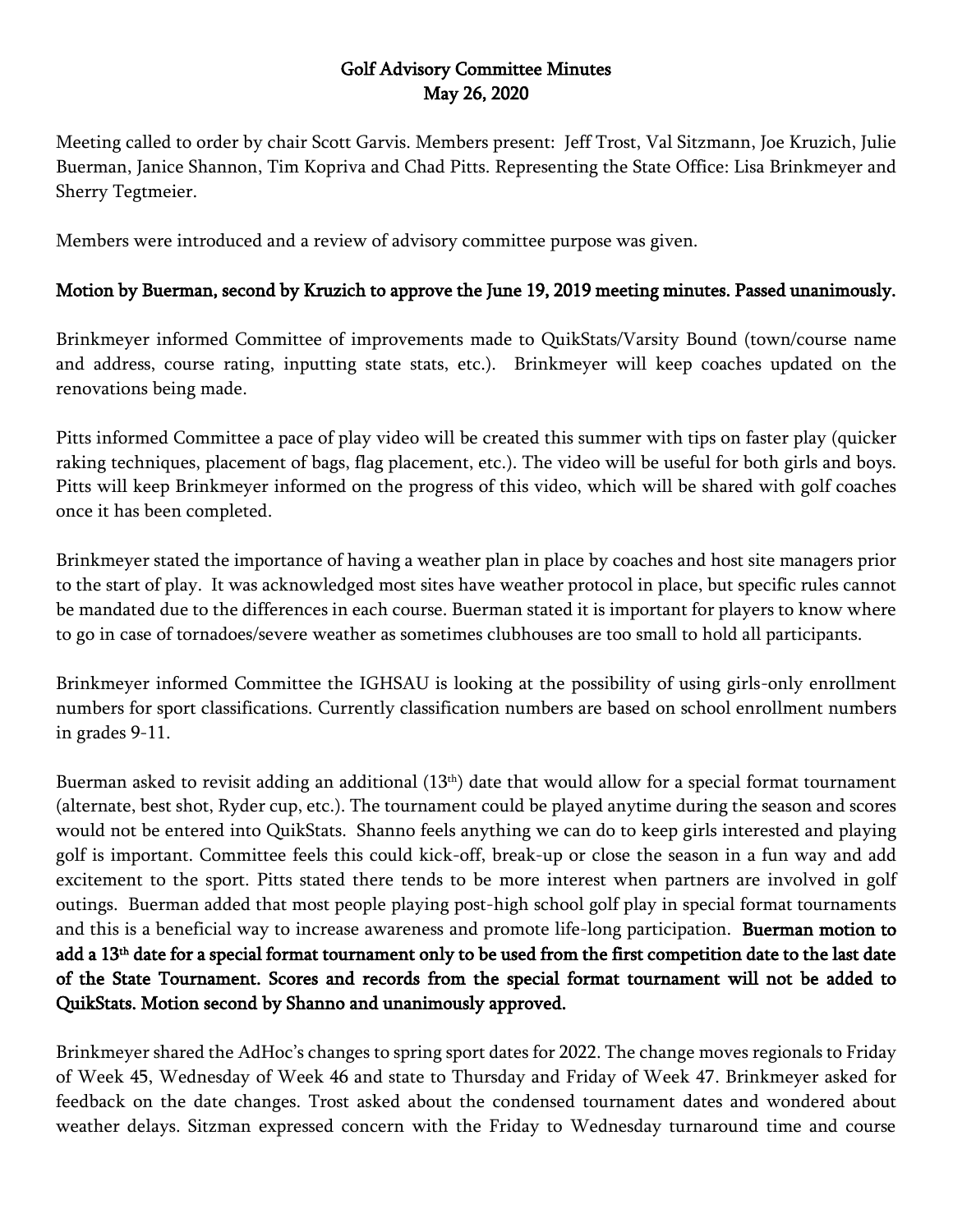# Golf Advisory Committee Minutes
## May 26, 2020

Meeting called to order by chair Scott Garvis. Members present: Jeff Trost, Val Sitzmann, Joe Kruzich, Julie Buerman, Janice Shannon, Tim Kopriva and Chad Pitts. Representing the State Office: Lisa Brinkmeyer and Sherry Tegtmeier.

Members were introduced and a review of advisory committee purpose was given.

**Motion by Buerman, second by Kruzich to approve the June 19, 2019 meeting minutes. Passed unanimously.**

Brinkmeyer informed Committee of improvements made to QuikStats/Varsity Bound (town/course name and address, course rating, inputting state stats, etc.). Brinkmeyer will keep coaches updated on the renovations being made.

Pitts informed Committee a pace of play video will be created this summer with tips on faster play (quicker raking techniques, placement of bags, flag placement, etc.). The video will be useful for both girls and boys. Pitts will keep Brinkmeyer informed on the progress of this video, which will be shared with golf coaches once it has been completed.

Brinkmeyer stated the importance of having a weather plan in place by coaches and host site managers prior to the start of play. It was acknowledged most sites have weather protocol in place, but specific rules cannot be mandated due to the differences in each course. Buerman stated it is important for players to know where to go in case of tornadoes/severe weather as sometimes clubhouses are too small to hold all participants.

Brinkmeyer informed Committee the IGHSAU is looking at the possibility of using girls-only enrollment numbers for sport classifications. Currently classification numbers are based on school enrollment numbers in grades 9-11.

Buerman asked to revisit adding an additional (13th) date that would allow for a special format tournament (alternate, best shot, Ryder cup, etc.). The tournament could be played anytime during the season and scores would not be entered into QuikStats. Shanno feels anything we can do to keep girls interested and playing golf is important. Committee feels this could kick-off, break-up or close the season in a fun way and add excitement to the sport. Pitts stated there tends to be more interest when partners are involved in golf outings. Buerman added that most people playing post-high school golf play in special format tournaments and this is a beneficial way to increase awareness and promote life-long participation. **Buerman motion to add a 13th date for a special format tournament only to be used from the first competition date to the last date of the State Tournament. Scores and records from the special format tournament will not be added to QuikStats. Motion second by Shanno and unanimously approved.**

Brinkmeyer shared the AdHoc's changes to spring sport dates for 2022. The change moves regionals to Friday of Week 45, Wednesday of Week 46 and state to Thursday and Friday of Week 47. Brinkmeyer asked for feedback on the date changes. Trost asked about the condensed tournament dates and wondered about weather delays. Sitzman expressed concern with the Friday to Wednesday turnaround time and course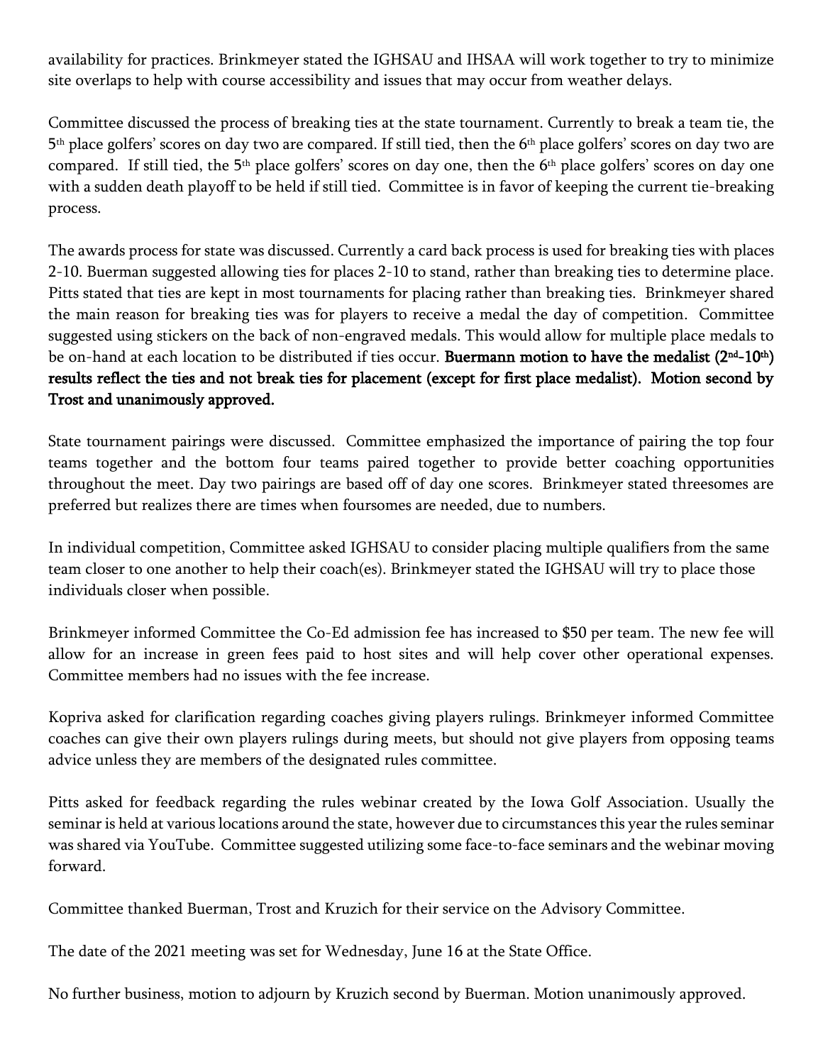availability for practices. Brinkmeyer stated the IGHSAU and IHSAA will work together to try to minimize site overlaps to help with course accessibility and issues that may occur from weather delays.

Committee discussed the process of breaking ties at the state tournament. Currently to break a team tie, the 5th place golfers' scores on day two are compared. If still tied, then the 6th place golfers' scores on day two are compared. If still tied, the 5th place golfers' scores on day one, then the 6th place golfers' scores on day one with a sudden death playoff to be held if still tied. Committee is in favor of keeping the current tie-breaking process.

The awards process for state was discussed. Currently a card back process is used for breaking ties with places 2-10. Buerman suggested allowing ties for places 2-10 to stand, rather than breaking ties to determine place. Pitts stated that ties are kept in most tournaments for placing rather than breaking ties. Brinkmeyer shared the main reason for breaking ties was for players to receive a medal the day of competition. Committee suggested using stickers on the back of non-engraved medals. This would allow for multiple place medals to be on-hand at each location to be distributed if ties occur. **Buermann motion to have the medalist (2nd-10th) results reflect the ties and not break ties for placement (except for first place medalist). Motion second by Trost and unanimously approved.**

State tournament pairings were discussed. Committee emphasized the importance of pairing the top four teams together and the bottom four teams paired together to provide better coaching opportunities throughout the meet. Day two pairings are based off of day one scores. Brinkmeyer stated threesomes are preferred but realizes there are times when foursomes are needed, due to numbers.

In individual competition, Committee asked IGHSAU to consider placing multiple qualifiers from the same team closer to one another to help their coach(es). Brinkmeyer stated the IGHSAU will try to place those individuals closer when possible.

Brinkmeyer informed Committee the Co-Ed admission fee has increased to $50 per team. The new fee will allow for an increase in green fees paid to host sites and will help cover other operational expenses. Committee members had no issues with the fee increase.

Kopriva asked for clarification regarding coaches giving players rulings. Brinkmeyer informed Committee coaches can give their own players rulings during meets, but should not give players from opposing teams advice unless they are members of the designated rules committee.

Pitts asked for feedback regarding the rules webinar created by the Iowa Golf Association. Usually the seminar is held at various locations around the state, however due to circumstances this year the rules seminar was shared via YouTube. Committee suggested utilizing some face-to-face seminars and the webinar moving forward.

Committee thanked Buerman, Trost and Kruzich for their service on the Advisory Committee.

The date of the 2021 meeting was set for Wednesday, June 16 at the State Office.

No further business, motion to adjourn by Kruzich second by Buerman. Motion unanimously approved.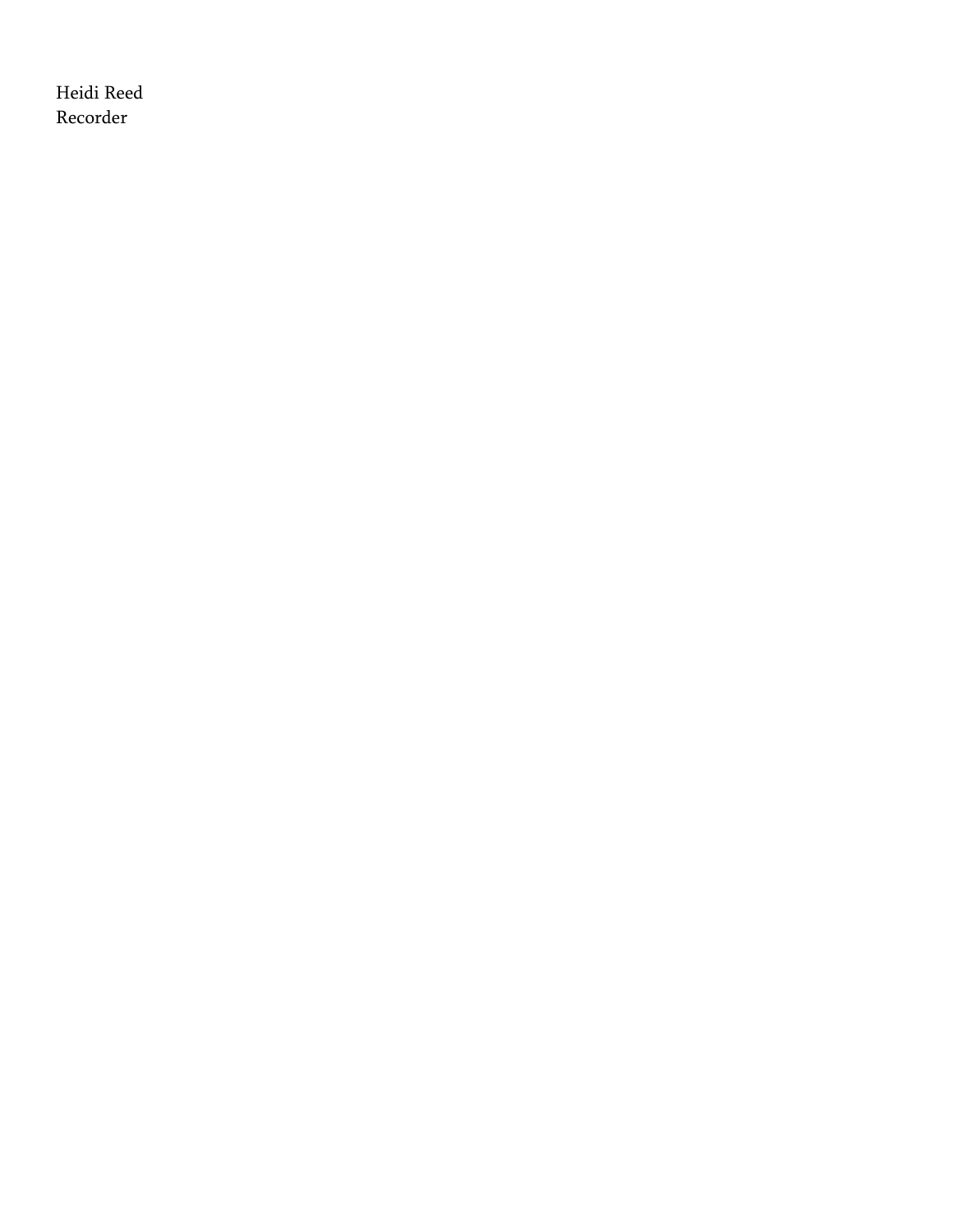Heidi Reed  
Recorder